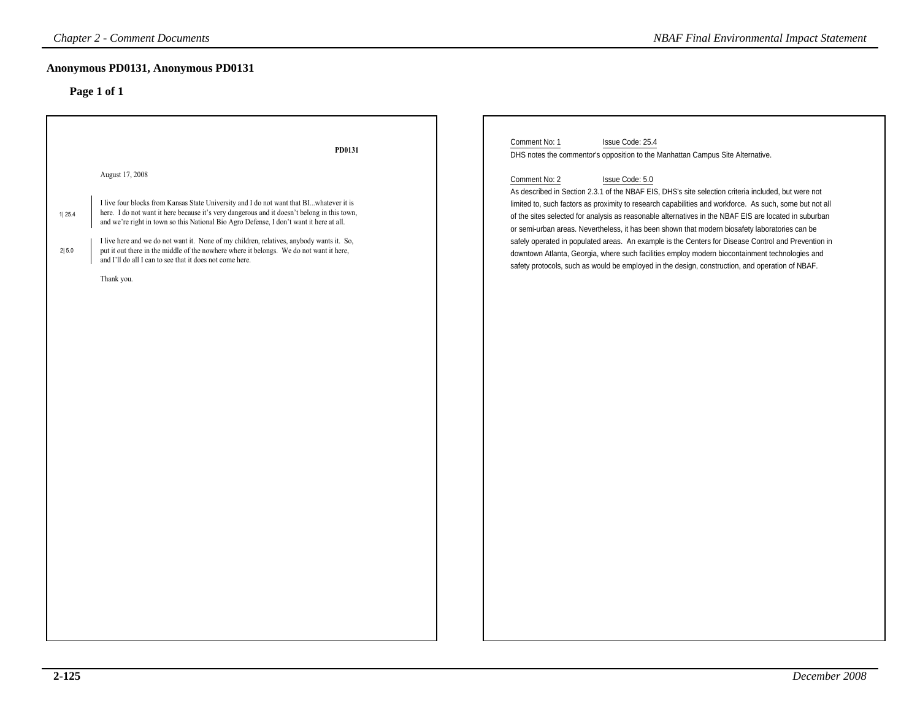## Anonymous PD0131, Anonymous PD0131

### Page 1 of 1

**PD0131**

August 17, 2008

1| 25.4

I live four blocks from Kansas State University and I do not want that BI...whatever it is here. I do not want it here because it's very dangerous and it doesn't belong in this town, and we're right in town so this National Bio Agro Defense, I don't want it here at all.

2| 5.0

I live here and we do not want it. None of my children, relatives, anybody wants it. So, put it out there in the middle of the nowhere where it belongs. We do not want it here, and I'll do all I can to see that it does not come here.

Thank you.

Comment No: 1 Issue Code: 25.4

DHS notes the commentor's opposition to the Manhattan Campus Site Alternative.

Comment No: 2 Issue Code: 5.0

As described in Section 2.3.1 of the NBAF EIS, DHS's site selection criteria included, but were not limited to, such factors as proximity to research capabilities and workforce. As such, some but not all of the sites selected for analysis as reasonable alternatives in the NBAF EIS are located in suburban or semi-urban areas. Nevertheless, it has been shown that modern biosafety laboratories can be safely operated in populated areas. An example is the Centers for Disease Control and Prevention in downtown Atlanta, Georgia, where such facilities employ modern biocontainment technologies and safety protocols, such as would be employed in the design, construction, and operation of NBAF.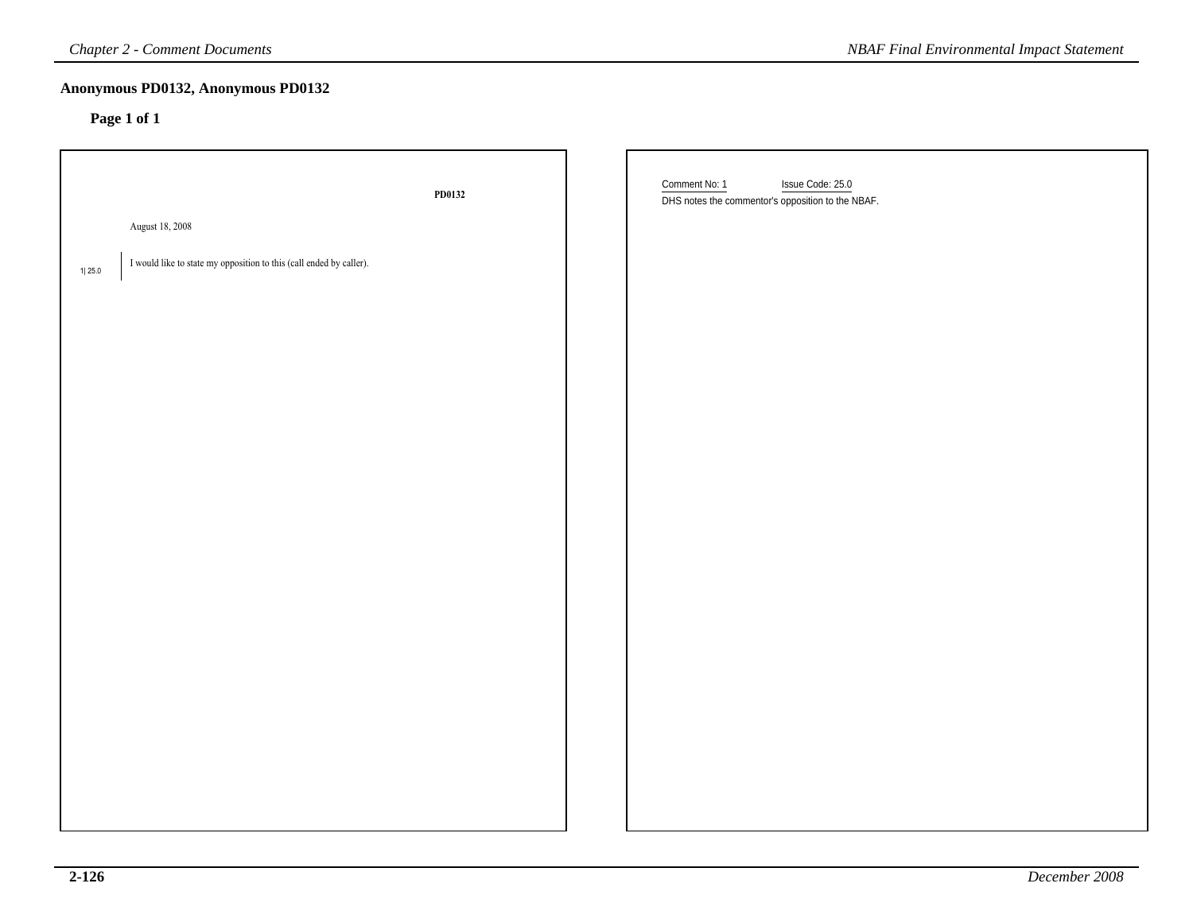## Anonymous PD0132, Anonymous PD0132

**Page 1 of 1**

**PD0132**

August 18, 2008

1| 25.0

I would like to state my opposition to this (call ended by caller).

Comment No: 1 Issue Code: 25.0

DHS notes the commentor's opposition to the NBAF.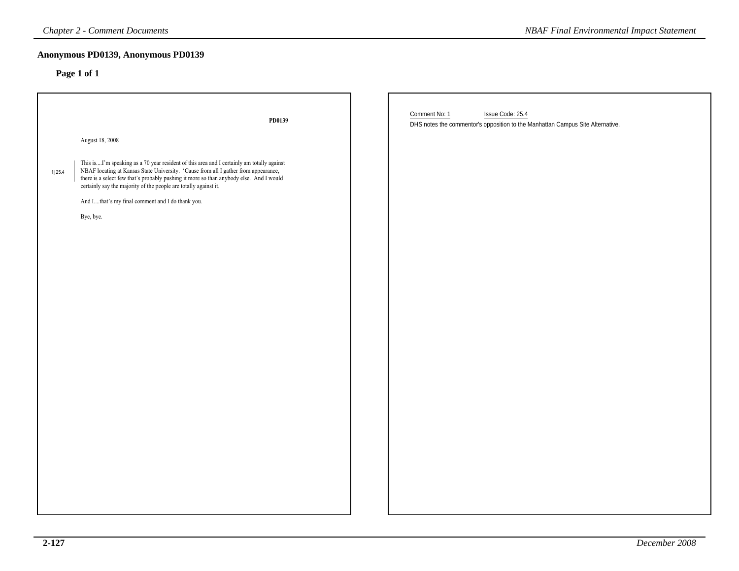## Anonymous PD0139, Anonymous PD0139

### Page 1 of 1

**PD0139**

August 18, 2008

1| 25.4

This is....I'm speaking as a 70 year resident of this area and I certainly am totally against NBAF locating at Kansas State University. 'Cause from all I gather from appearance, there is a select few that's probably pushing it more so than anybody else. And I would certainly say the majority of the people are totally against it.

And I....that's my final comment and I do thank you.

Bye, bye.

Comment No: 1 Issue Code: 25.4

DHS notes the commentor's opposition to the Manhattan Campus Site Alternative.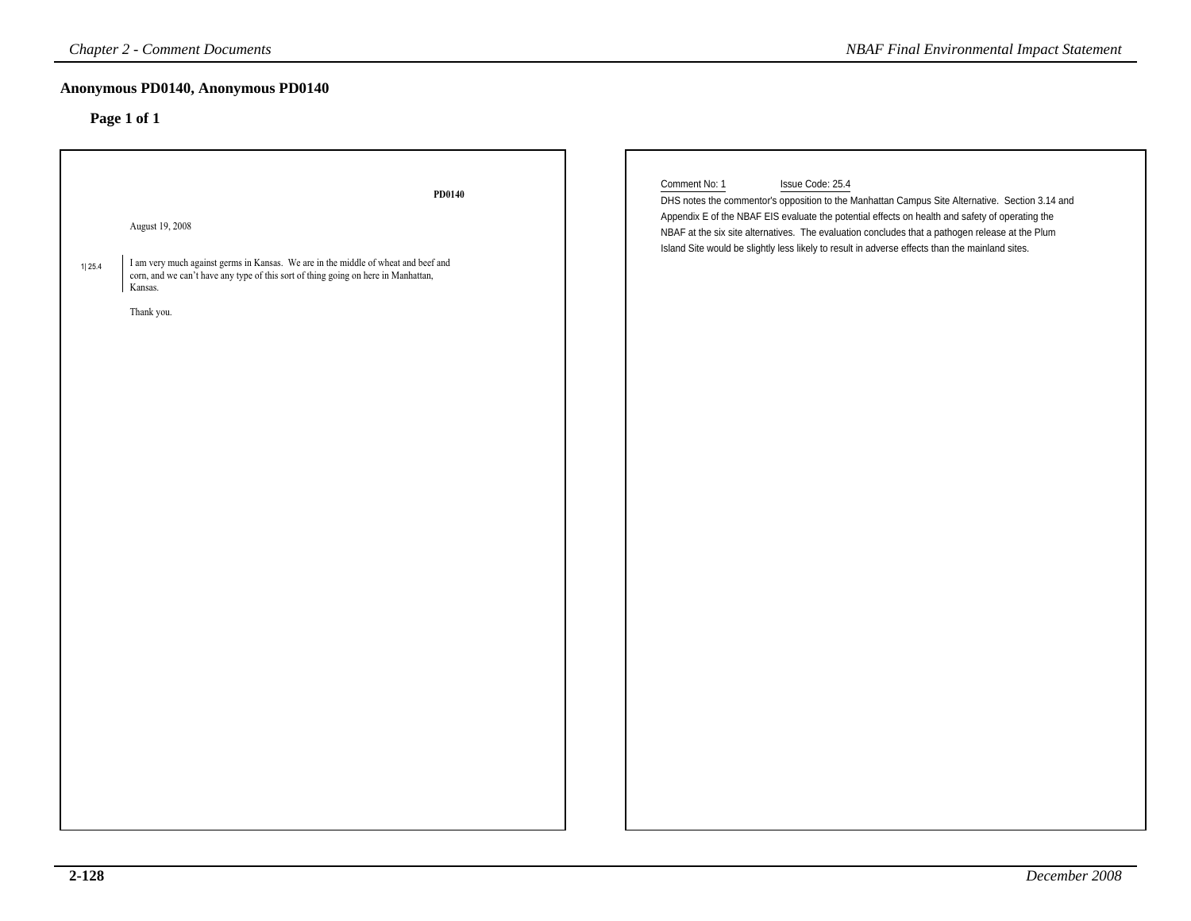## Anonymous PD0140, Anonymous PD0140

### Page 1 of 1

**PD0140**

August 19, 2008

1| 25.4

I am very much against germs in Kansas. We are in the middle of wheat and beef and corn, and we can't have any type of this sort of thing going on here in Manhattan, Kansas.

Thank you.

Comment No: 1 Issue Code: 25.4

DHS notes the commentor's opposition to the Manhattan Campus Site Alternative. Section 3.14 and Appendix E of the NBAF EIS evaluate the potential effects on health and safety of operating the NBAF at the six site alternatives. The evaluation concludes that a pathogen release at the Plum Island Site would be slightly less likely to result in adverse effects than the mainland sites.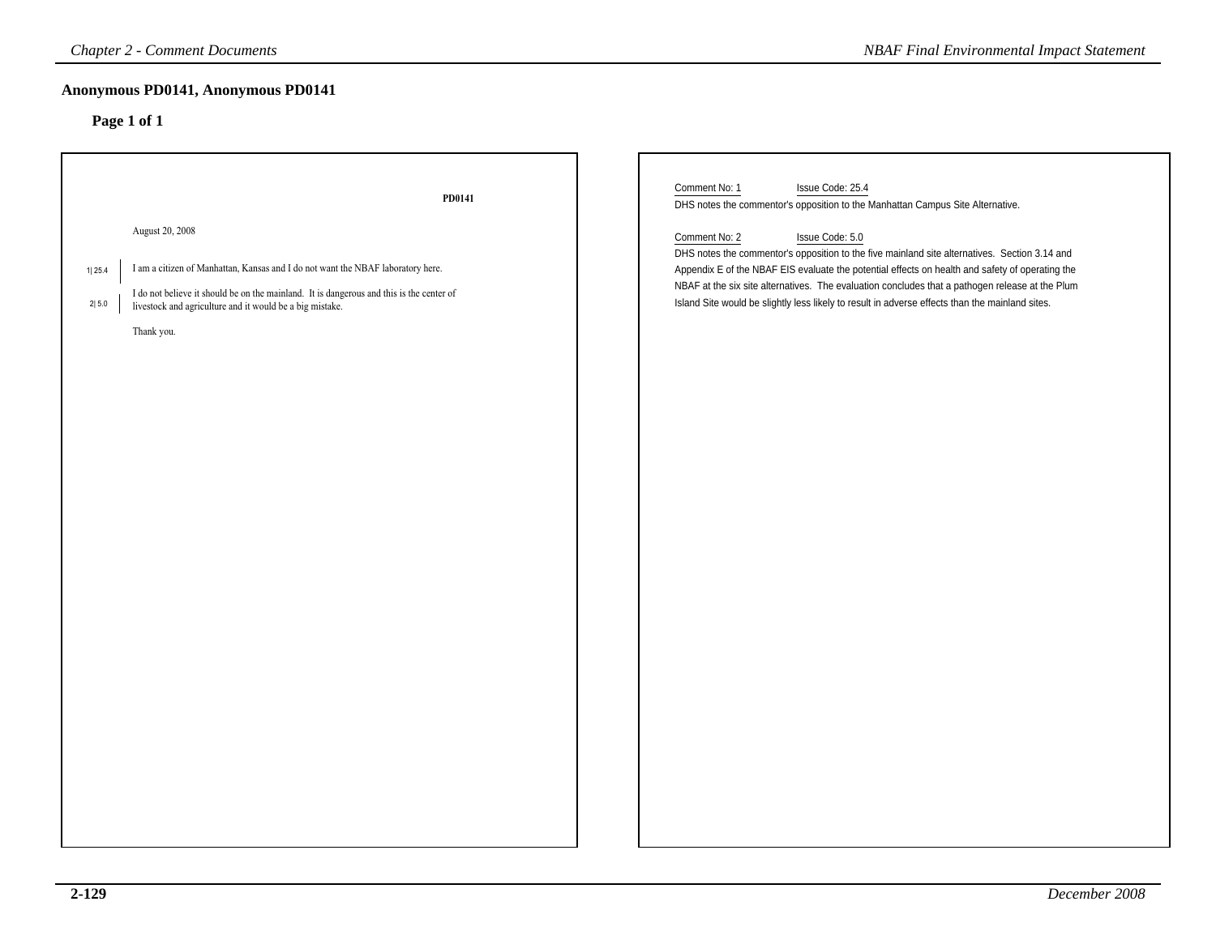## Anonymous PD0141, Anonymous PD0141

**Page 1 of 1**

**PD0141**

August 20, 2008

1| 25.4 — I am a citizen of Manhattan, Kansas and I do not want the NBAF laboratory here.

2| 5.0 — I do not believe it should be on the mainland. It is dangerous and this is the center of livestock and agriculture and it would be a big mistake.

Thank you.

---

Comment No: 1 Issue Code: 25.4

DHS notes the commentor's opposition to the Manhattan Campus Site Alternative.

Comment No: 2 Issue Code: 5.0

DHS notes the commentor's opposition to the five mainland site alternatives. Section 3.14 and Appendix E of the NBAF EIS evaluate the potential effects on health and safety of operating the NBAF at the six site alternatives. The evaluation concludes that a pathogen release at the Plum Island Site would be slightly less likely to result in adverse effects than the mainland sites.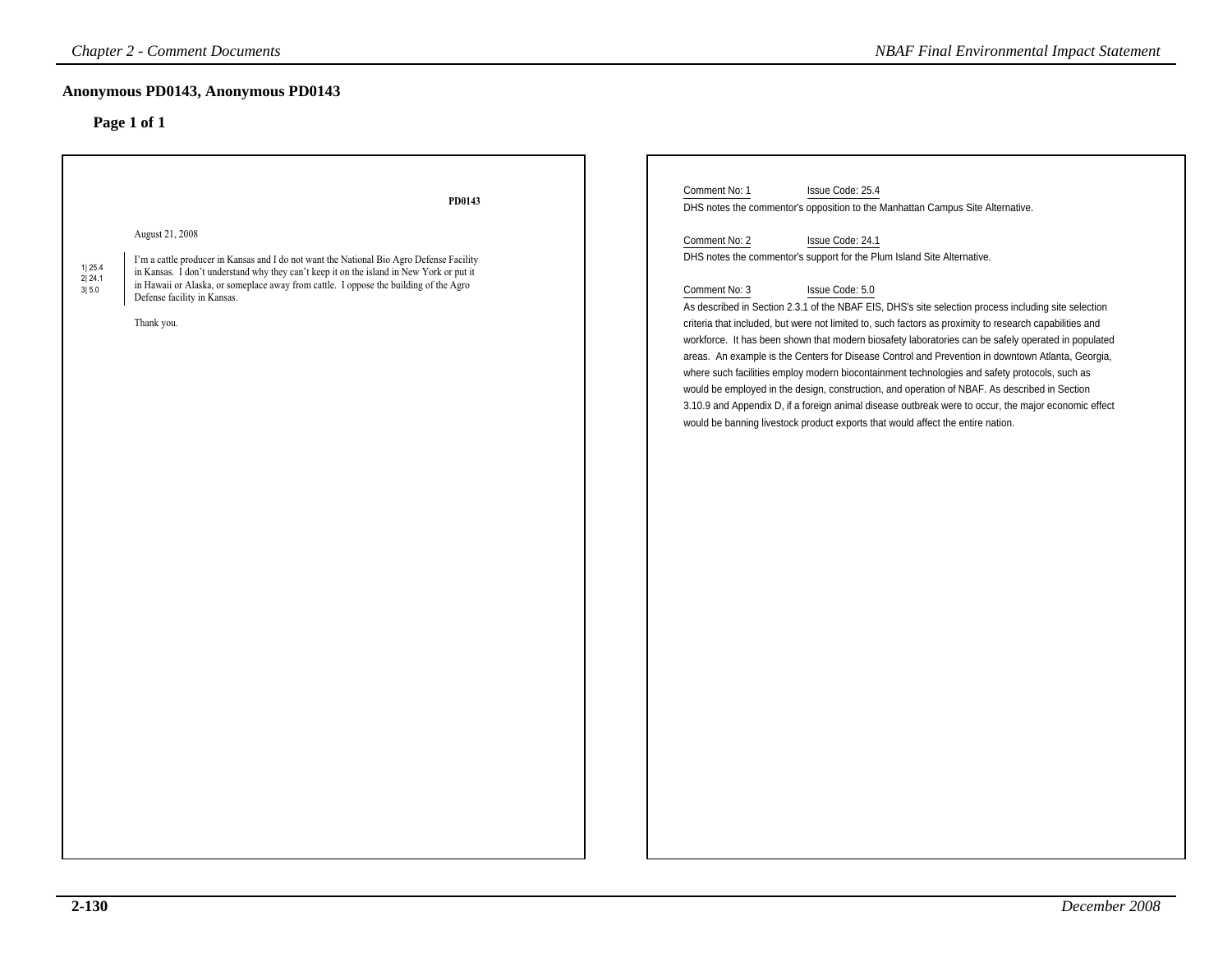# Anonymous PD0143, Anonymous PD0143

## Page 1 of 1

PD0143

August 21, 2008

1| 25.4
2| 24.1
3| 5.0

I'm a cattle producer in Kansas and I do not want the National Bio Agro Defense Facility in Kansas. I don't understand why they can't keep it on the island in New York or put it in Hawaii or Alaska, or someplace away from cattle. I oppose the building of the Agro Defense facility in Kansas.

Thank you.

Comment No: 1 Issue Code: 25.4

DHS notes the commentor's opposition to the Manhattan Campus Site Alternative.

Comment No: 2 Issue Code: 24.1

DHS notes the commentor's support for the Plum Island Site Alternative.

Comment No: 3 Issue Code: 5.0

As described in Section 2.3.1 of the NBAF EIS, DHS's site selection process including site selection criteria that included, but were not limited to, such factors as proximity to research capabilities and workforce. It has been shown that modern biosafety laboratories can be safely operated in populated areas. An example is the Centers for Disease Control and Prevention in downtown Atlanta, Georgia, where such facilities employ modern biocontainment technologies and safety protocols, such as would be employed in the design, construction, and operation of NBAF. As described in Section 3.10.9 and Appendix D, if a foreign animal disease outbreak were to occur, the major economic effect would be banning livestock product exports that would affect the entire nation.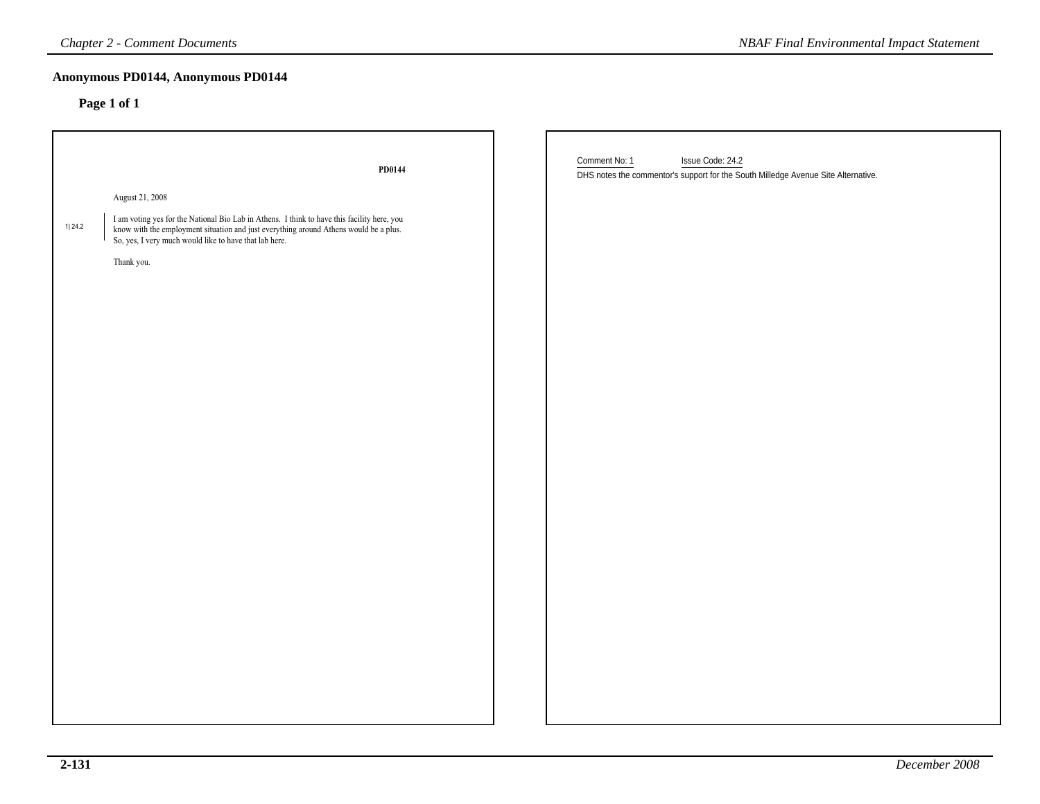## Anonymous PD0144, Anonymous PD0144

### Page 1 of 1

**PD0144**

August 21, 2008

1| 24.2

I am voting yes for the National Bio Lab in Athens. I think to have this facility here, you know with the employment situation and just everything around Athens would be a plus. So, yes, I very much would like to have that lab here.

Thank you.

Comment No: 1 Issue Code: 24.2

DHS notes the commentor's support for the South Milledge Avenue Site Alternative.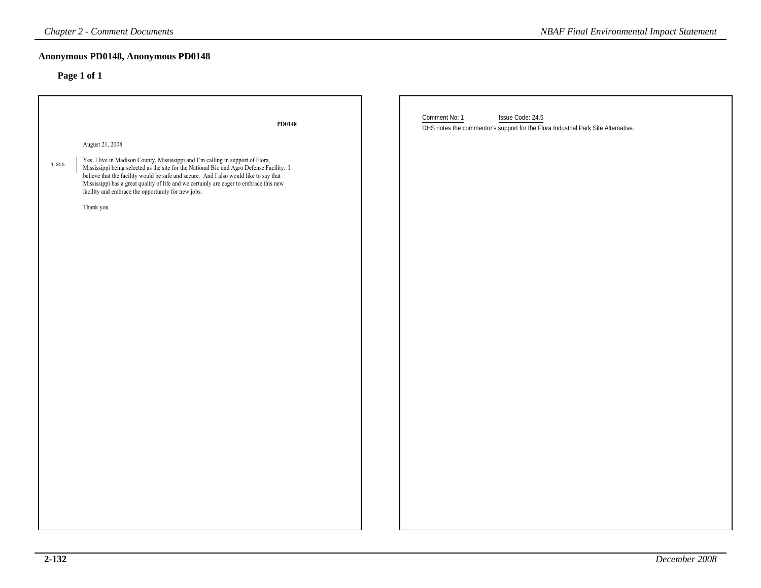## Anonymous PD0148, Anonymous PD0148

**Page 1 of 1**

**PD0148**

August 21, 2008

1| 24.5

Yes, I live in Madison County, Mississippi and I'm calling in support of Flora, Mississippi being selected as the site for the National Bio and Agro Defense Facility. I believe that the facility would be safe and secure. And I also would like to say that Mississippi has a great quality of life and we certainly are eager to embrace this new facility and embrace the opportunity for new jobs.

Thank you.

Comment No: 1 Issue Code: 24.5

DHS notes the commentor's support for the Flora Industrial Park Site Alternative.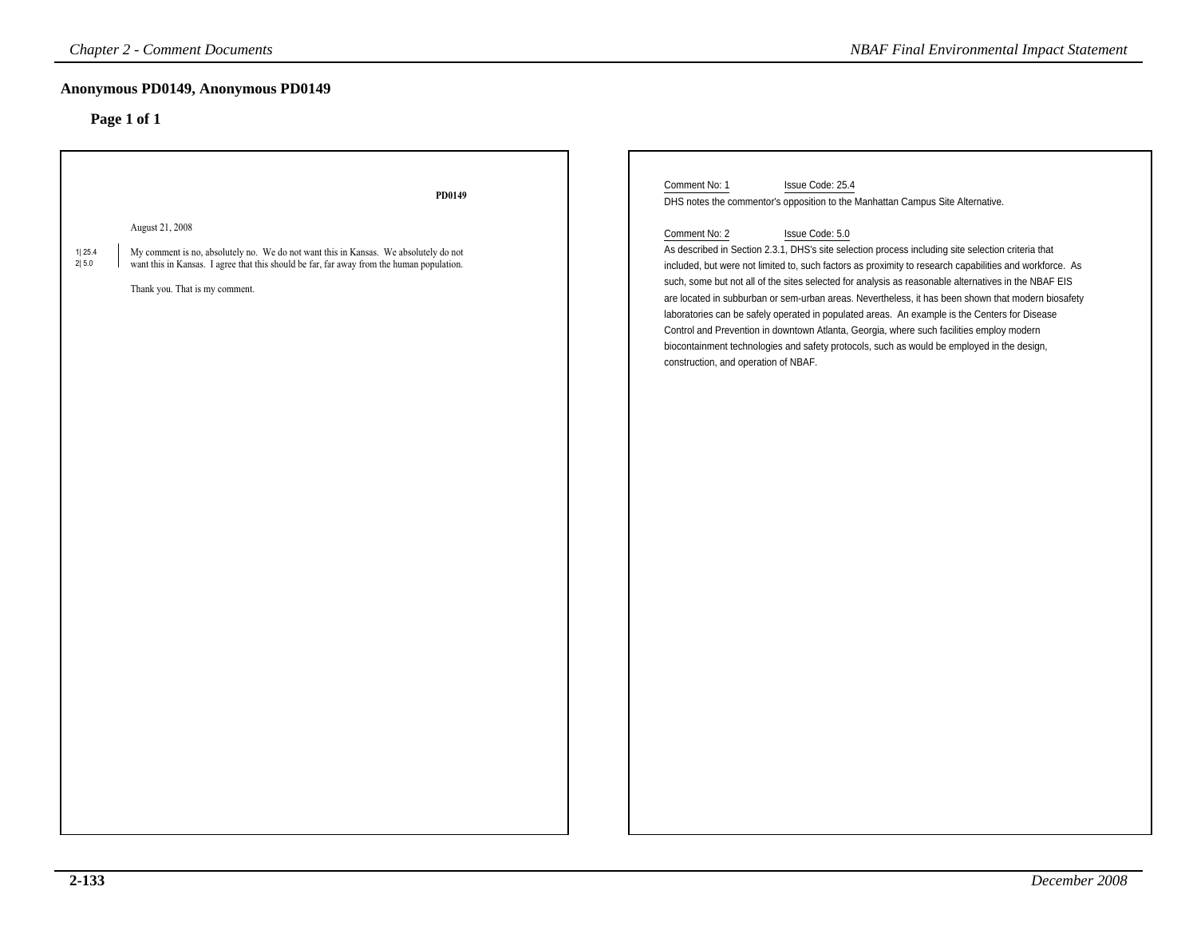## Anonymous PD0149, Anonymous PD0149

### Page 1 of 1

**PD0149**

August 21, 2008

1| 25.4
2| 5.0

My comment is no, absolutely no. We do not want this in Kansas. We absolutely do not want this in Kansas. I agree that this should be far, far away from the human population.

Thank you. That is my comment.

Comment No: 1 Issue Code: 25.4

DHS notes the commentor's opposition to the Manhattan Campus Site Alternative.

Comment No: 2 Issue Code: 5.0

As described in Section 2.3.1, DHS's site selection process including site selection criteria that included, but were not limited to, such factors as proximity to research capabilities and workforce. As such, some but not all of the sites selected for analysis as reasonable alternatives in the NBAF EIS are located in subburban or sem-urban areas. Nevertheless, it has been shown that modern biosafety laboratories can be safely operated in populated areas. An example is the Centers for Disease Control and Prevention in downtown Atlanta, Georgia, where such facilities employ modern biocontainment technologies and safety protocols, such as would be employed in the design, construction, and operation of NBAF.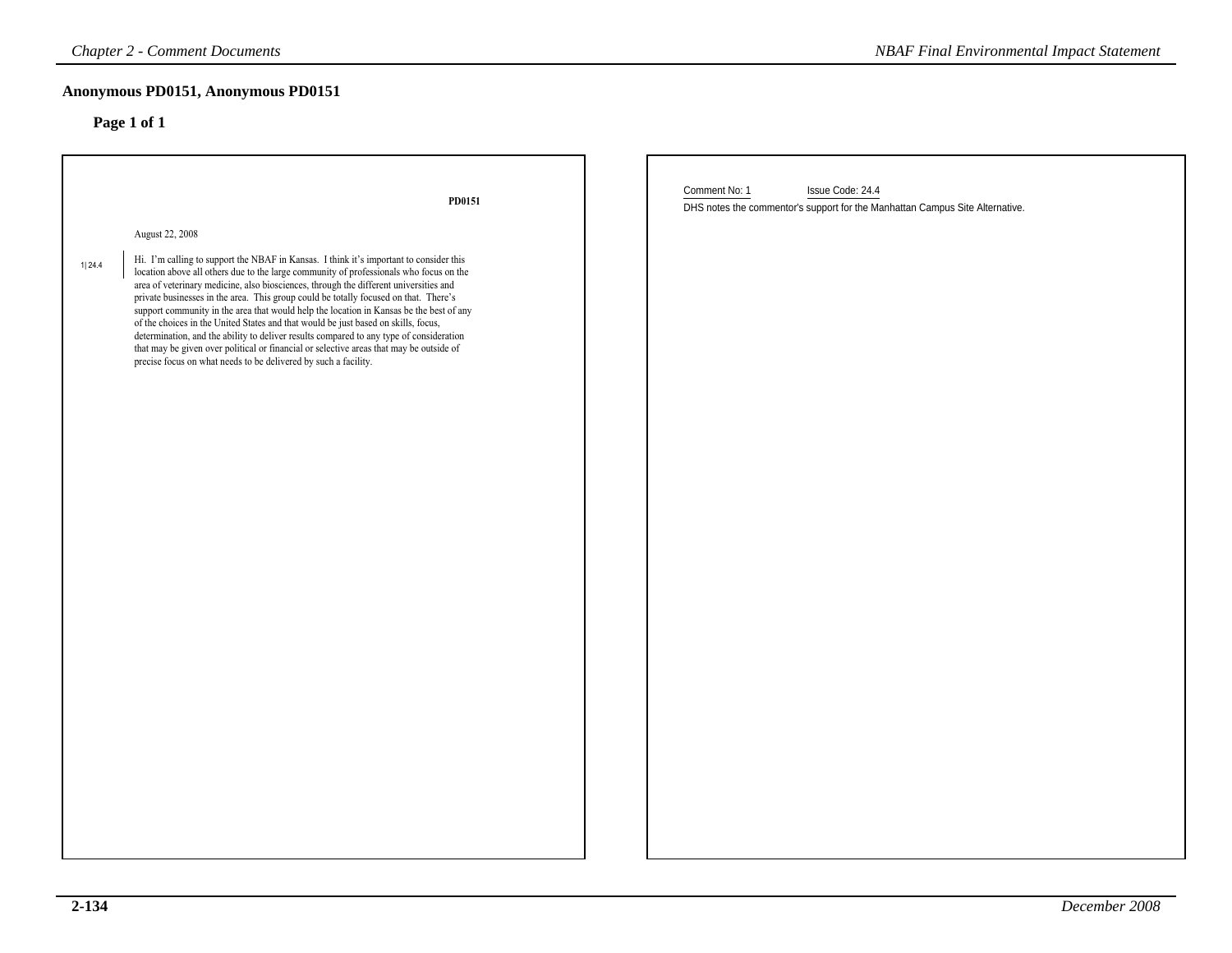## Anonymous PD0151, Anonymous PD0151

### Page 1 of 1

**PD0151**

August 22, 2008

1| 24.4

Hi. I'm calling to support the NBAF in Kansas. I think it's important to consider this location above all others due to the large community of professionals who focus on the area of veterinary medicine, also biosciences, through the different universities and private businesses in the area. This group could be totally focused on that. There's support community in the area that would help the location in Kansas be the best of any of the choices in the United States and that would be just based on skills, focus, determination, and the ability to deliver results compared to any type of consideration that may be given over political or financial or selective areas that may be outside of precise focus on what needs to be delivered by such a facility.

Comment No: 1 Issue Code: 24.4

DHS notes the commentor's support for the Manhattan Campus Site Alternative.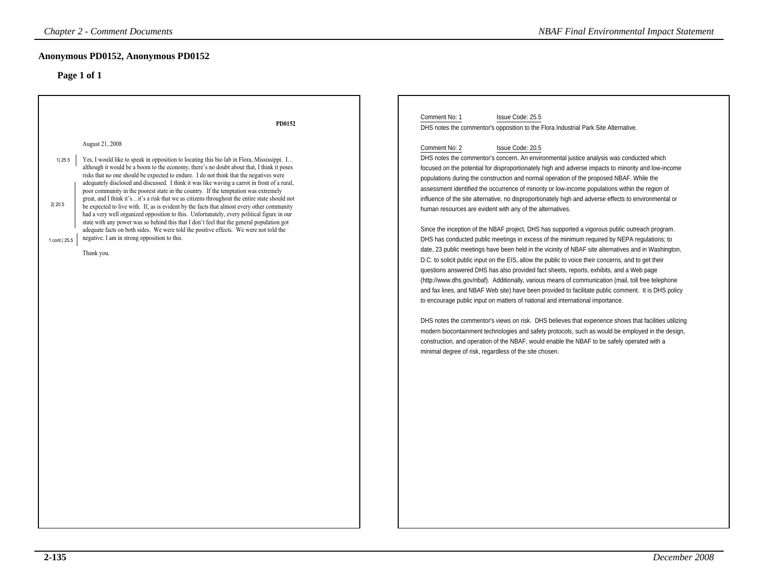## Anonymous PD0152, Anonymous PD0152

### Page 1 of 1

**PD0152**

August 21, 2008

1| 25.5 — Yes, I would like to speak in opposition to locating this bio lab in Flora, Mississippi. I… although it would be a boom to the economy, there's no doubt about that, I think it poses risks that no one should be expected to endure. I do not think that the negatives were adequately disclosed and discussed. I think it was like waving a carrot in front of a rural, poor community in the poorest state in the country. If the temptation was extremely great, and I think it's…it's a risk that we as citizens throughout the entire state should not be expected to live with.

2| 20.5 — If, as is evident by the facts that almost every other community had a very well organized opposition to this. Unfortunately, every political figure in our state with any power was so behind this that I don't feel that the general population got adequate facts on both sides. We were told the positive effects. We were not told the negative.

1 cont.| 25.5 — I am in strong opposition to this.

Thank you.

---

Comment No: 1 Issue Code: 25.5

DHS notes the commentor's opposition to the Flora Industrial Park Site Alternative.

Comment No: 2 Issue Code: 20.5

DHS notes the commentor's concern. An environmental justice analysis was conducted which focused on the potential for disproportionately high and adverse impacts to minority and low-income populations during the construction and normal operation of the proposed NBAF. While the assessment identified the occurrence of minority or low-income populations within the region of influence of the site alternative, no disproportionately high and adverse effects to environmental or human resources are evident with any of the alternatives.

Since the inception of the NBAF project, DHS has supported a vigorous public outreach program. DHS has conducted public meetings in excess of the minimum required by NEPA regulations; to date, 23 public meetings have been held in the vicinity of NBAF site alternatives and in Washington, D.C. to solicit public input on the EIS, allow the public to voice their concerns, and to get their questions answered DHS has also provided fact sheets, reports, exhibits, and a Web page (http://www.dhs.gov/nbaf). Additionally, various means of communication (mail, toll free telephone and fax lines, and NBAF Web site) have been provided to facilitate public comment. It is DHS policy to encourage public input on matters of national and international importance.

DHS notes the commentor's views on risk. DHS believes that experience shows that facilities utilizing modern biocontainment technologies and safety protocols, such as would be employed in the design, construction, and operation of the NBAF, would enable the NBAF to be safely operated with a minimal degree of risk, regardless of the site chosen.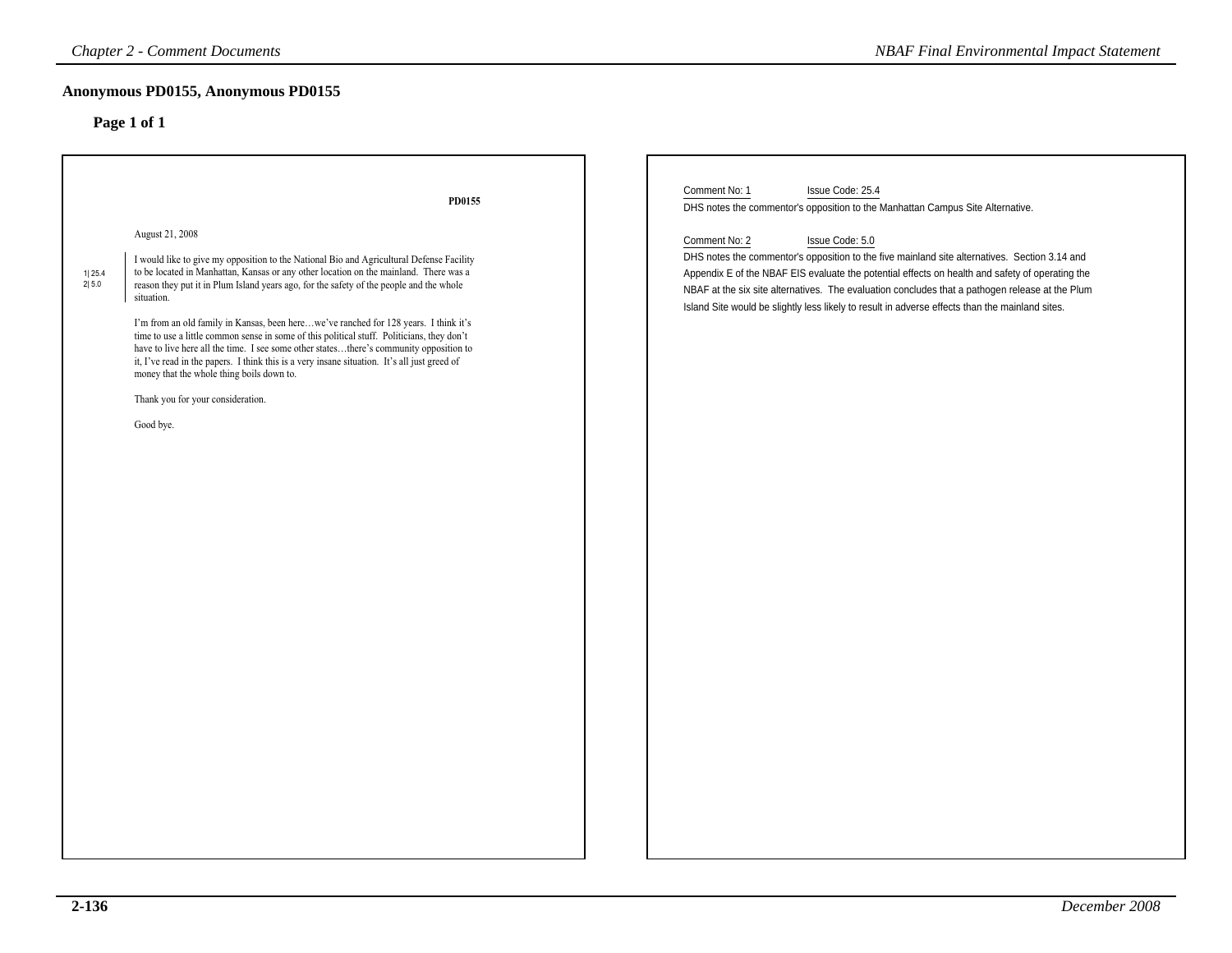## Anonymous PD0155, Anonymous PD0155

### Page 1 of 1

PD0155

August 21, 2008

1| 25.4
2| 5.0

I would like to give my opposition to the National Bio and Agricultural Defense Facility to be located in Manhattan, Kansas or any other location on the mainland. There was a reason they put it in Plum Island years ago, for the safety of the people and the whole situation.

I'm from an old family in Kansas, been here…we've ranched for 128 years. I think it's time to use a little common sense in some of this political stuff. Politicians, they don't have to live here all the time. I see some other states…there's community opposition to it, I've read in the papers. I think this is a very insane situation. It's all just greed of money that the whole thing boils down to.

Thank you for your consideration.

Good bye.

---

Comment No: 1 Issue Code: 25.4

DHS notes the commentor's opposition to the Manhattan Campus Site Alternative.

Comment No: 2 Issue Code: 5.0

DHS notes the commentor's opposition to the five mainland site alternatives. Section 3.14 and Appendix E of the NBAF EIS evaluate the potential effects on health and safety of operating the NBAF at the six site alternatives. The evaluation concludes that a pathogen release at the Plum Island Site would be slightly less likely to result in adverse effects than the mainland sites.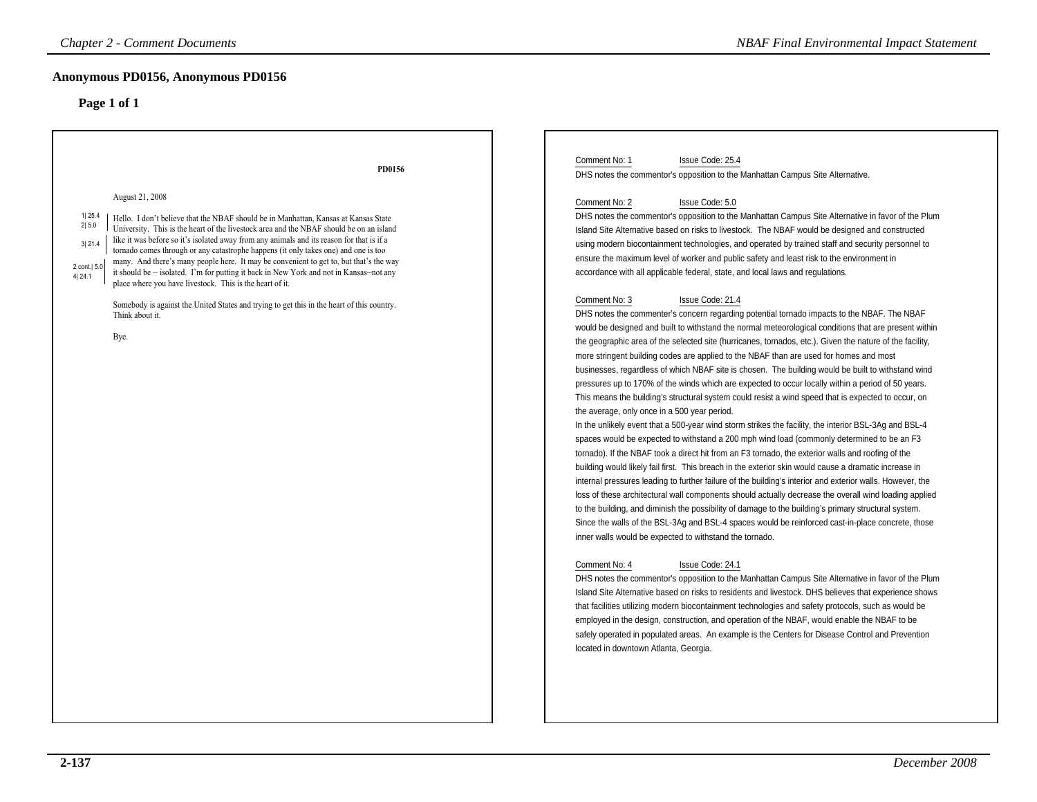## Anonymous PD0156, Anonymous PD0156

### Page 1 of 1

PD0156

August 21, 2008

1| 25.4
2| 5.0
3| 21.4
2 cont.| 5.0
4| 24.1

Hello. I don't believe that the NBAF should be in Manhattan, Kansas at Kansas State University. This is the heart of the livestock area and the NBAF should be on an island like it was before so it's isolated away from any animals and its reason for that is if a tornado comes through or any catastrophe happens (it only takes one) and one is too many. And there's many people here. It may be convenient to get to, but that's the way it should be – isolated. I'm for putting it back in New York and not in Kansas–not any place where you have livestock. This is the heart of it.

Somebody is against the United States and trying to get this in the heart of this country. Think about it.

Bye.

Comment No: 1 Issue Code: 25.4

DHS notes the commentor's opposition to the Manhattan Campus Site Alternative.

Comment No: 2 Issue Code: 5.0

DHS notes the commentor's opposition to the Manhattan Campus Site Alternative in favor of the Plum Island Site Alternative based on risks to livestock. The NBAF would be designed and constructed using modern biocontainment technologies, and operated by trained staff and security personnel to ensure the maximum level of worker and public safety and least risk to the environment in accordance with all applicable federal, state, and local laws and regulations.

Comment No: 3 Issue Code: 21.4

DHS notes the commenter's concern regarding potential tornado impacts to the NBAF. The NBAF would be designed and built to withstand the normal meteorological conditions that are present within the geographic area of the selected site (hurricanes, tornados, etc.). Given the nature of the facility, more stringent building codes are applied to the NBAF than are used for homes and most businesses, regardless of which NBAF site is chosen. The building would be built to withstand wind pressures up to 170% of the winds which are expected to occur locally within a period of 50 years. This means the building's structural system could resist a wind speed that is expected to occur, on the average, only once in a 500 year period.

In the unlikely event that a 500-year wind storm strikes the facility, the interior BSL-3Ag and BSL-4 spaces would be expected to withstand a 200 mph wind load (commonly determined to be an F3 tornado). If the NBAF took a direct hit from an F3 tornado, the exterior walls and roofing of the building would likely fail first. This breach in the exterior skin would cause a dramatic increase in internal pressures leading to further failure of the building's interior and exterior walls. However, the loss of these architectural wall components should actually decrease the overall wind loading applied to the building, and diminish the possibility of damage to the building's primary structural system. Since the walls of the BSL-3Ag and BSL-4 spaces would be reinforced cast-in-place concrete, those inner walls would be expected to withstand the tornado.

Comment No: 4 Issue Code: 24.1

DHS notes the commentor's opposition to the Manhattan Campus Site Alternative in favor of the Plum Island Site Alternative based on risks to residents and livestock. DHS believes that experience shows that facilities utilizing modern biocontainment technologies and safety protocols, such as would be employed in the design, construction, and operation of the NBAF, would enable the NBAF to be safely operated in populated areas. An example is the Centers for Disease Control and Prevention located in downtown Atlanta, Georgia.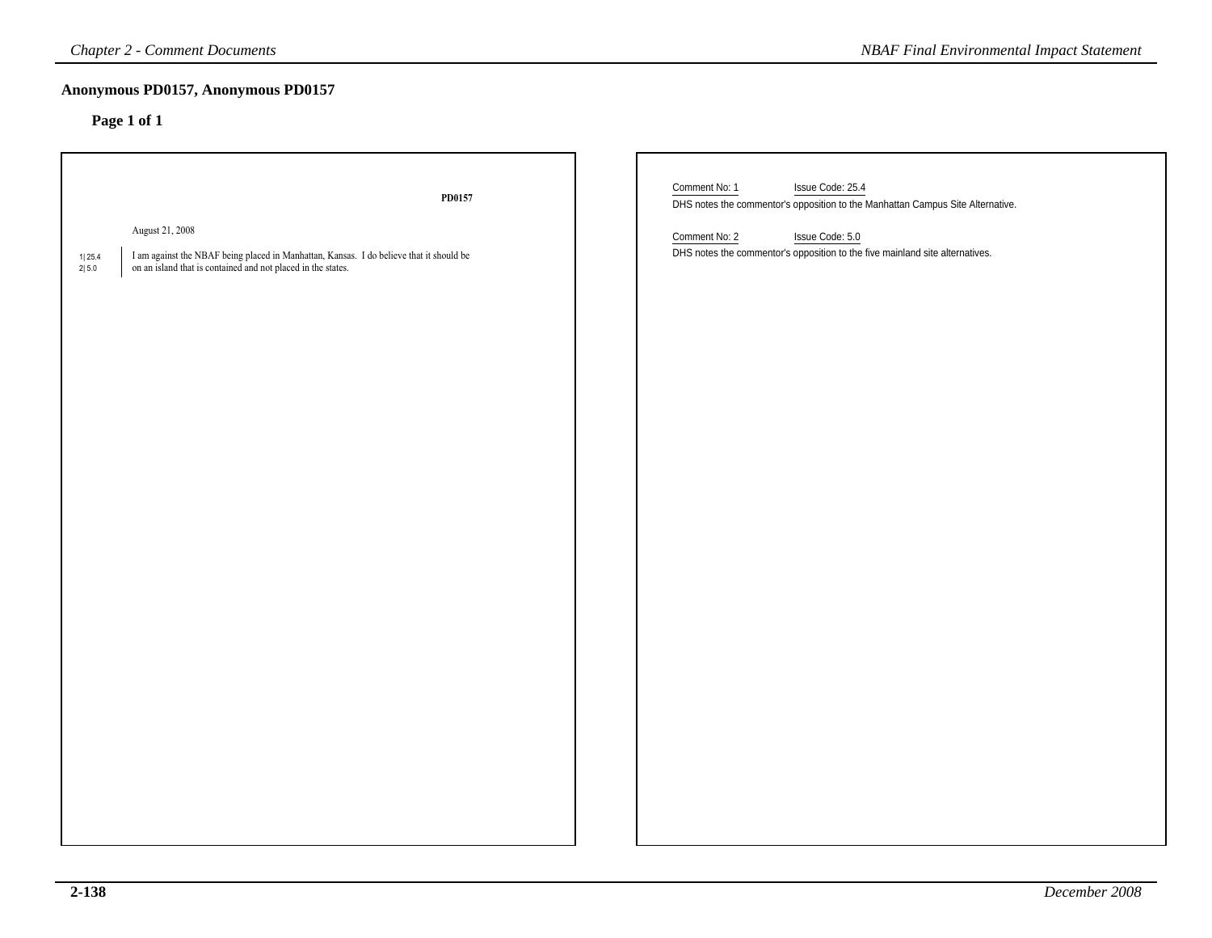## Anonymous PD0157, Anonymous PD0157

**Page 1 of 1**

**PD0157**

August 21, 2008

1| 25.4
2| 5.0

I am against the NBAF being placed in Manhattan, Kansas. I do believe that it should be on an island that is contained and not placed in the states.

Comment No: 1 Issue Code: 25.4
DHS notes the commentor's opposition to the Manhattan Campus Site Alternative.

Comment No: 2 Issue Code: 5.0
DHS notes the commentor's opposition to the five mainland site alternatives.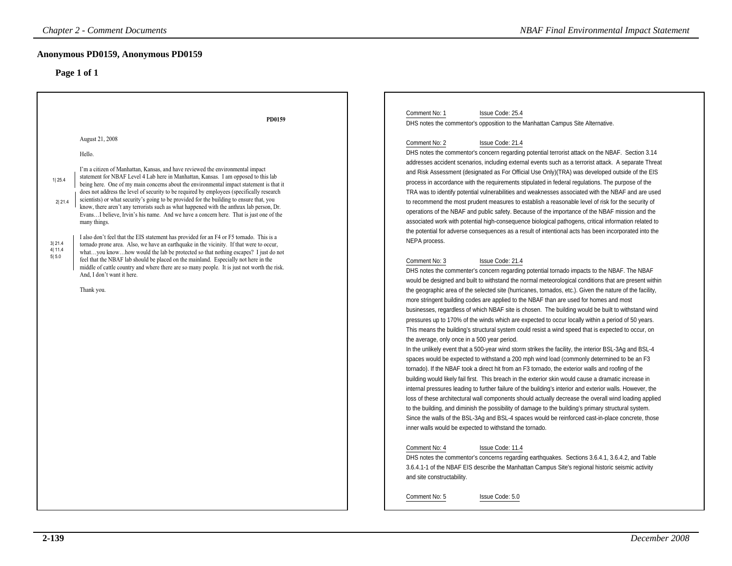# Anonymous PD0159, Anonymous PD0159

## Page 1 of 1

PD0159

August 21, 2008

Hello.

1| 25.4 — I'm a citizen of Manhattan, Kansas, and have reviewed the environmental impact statement for NBAF Level 4 Lab here in Manhattan, Kansas. I am opposed to this lab being here. 2| 21.4 — One of my main concerns about the environmental impact statement is that it does not address the level of security to be required by employees (specifically research scientists) or what security's going to be provided for the building to ensure that, you know, there aren't any terrorists such as what happened with the anthrax lab person, Dr. Evans…I believe, Irvin's his name. And we have a concern here. That is just one of the many things.

3| 21.4, 4| 11.4, 5| 5.0 — I also don't feel that the EIS statement has provided for an F4 or F5 tornado. This is a tornado prone area. Also, we have an earthquake in the vicinity. If that were to occur, what…you know…how would the lab be protected so that nothing escapes? I just do not feel that the NBAF lab should be placed on the mainland. Especially not here in the middle of cattle country and where there are so many people. It is just not worth the risk. And, I don't want it here.

Thank you.

---

Comment No: 1 Issue Code: 25.4

DHS notes the commentor's opposition to the Manhattan Campus Site Alternative.

Comment No: 2 Issue Code: 21.4

DHS notes the commentor's concern regarding potential terrorist attack on the NBAF. Section 3.14 addresses accident scenarios, including external events such as a terrorist attack. A separate Threat and Risk Assessment (designated as For Official Use Only)(TRA) was developed outside of the EIS process in accordance with the requirements stipulated in federal regulations. The purpose of the TRA was to identify potential vulnerabilities and weaknesses associated with the NBAF and are used to recommend the most prudent measures to establish a reasonable level of risk for the security of operations of the NBAF and public safety. Because of the importance of the NBAF mission and the associated work with potential high-consequence biological pathogens, critical information related to the potential for adverse consequences as a result of intentional acts has been incorporated into the NEPA process.

Comment No: 3 Issue Code: 21.4

DHS notes the commenter's concern regarding potential tornado impacts to the NBAF. The NBAF would be designed and built to withstand the normal meteorological conditions that are present within the geographic area of the selected site (hurricanes, tornados, etc.). Given the nature of the facility, more stringent building codes are applied to the NBAF than are used for homes and most businesses, regardless of which NBAF site is chosen. The building would be built to withstand wind pressures up to 170% of the winds which are expected to occur locally within a period of 50 years. This means the building's structural system could resist a wind speed that is expected to occur, on the average, only once in a 500 year period.

In the unlikely event that a 500-year wind storm strikes the facility, the interior BSL-3Ag and BSL-4 spaces would be expected to withstand a 200 mph wind load (commonly determined to be an F3 tornado). If the NBAF took a direct hit from an F3 tornado, the exterior walls and roofing of the building would likely fail first. This breach in the exterior skin would cause a dramatic increase in internal pressures leading to further failure of the building's interior and exterior walls. However, the loss of these architectural wall components should actually decrease the overall wind loading applied to the building, and diminish the possibility of damage to the building's primary structural system. Since the walls of the BSL-3Ag and BSL-4 spaces would be reinforced cast-in-place concrete, those inner walls would be expected to withstand the tornado.

Comment No: 4 Issue Code: 11.4

DHS notes the commentor's concerns regarding earthquakes. Sections 3.6.4.1, 3.6.4.2, and Table 3.6.4.1-1 of the NBAF EIS describe the Manhattan Campus Site's regional historic seismic activity and site constructability.

Comment No: 5 Issue Code: 5.0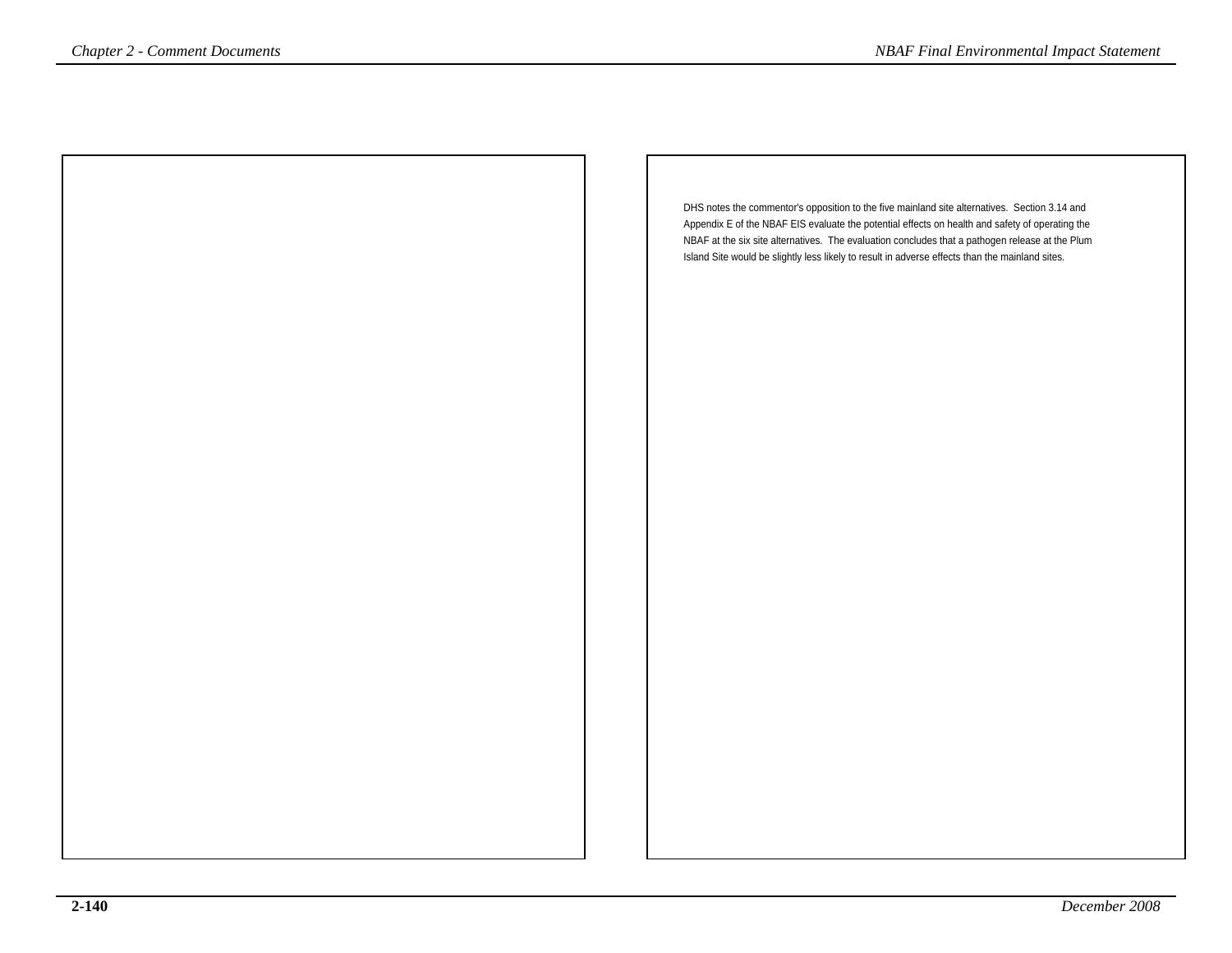DHS notes the commentor's opposition to the five mainland site alternatives. Section 3.14 and Appendix E of the NBAF EIS evaluate the potential effects on health and safety of operating the NBAF at the six site alternatives. The evaluation concludes that a pathogen release at the Plum Island Site would be slightly less likely to result in adverse effects than the mainland sites.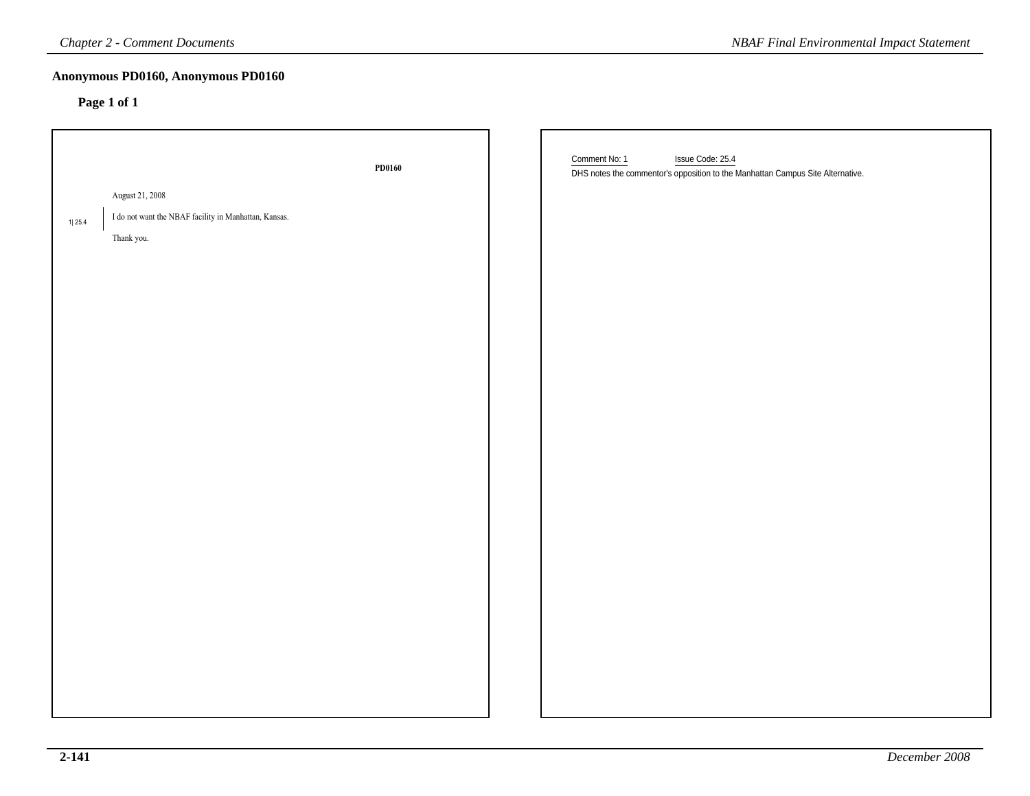## Anonymous PD0160, Anonymous PD0160

**Page 1 of 1**

**PD0160**

August 21, 2008

1| 25.4 I do not want the NBAF facility in Manhattan, Kansas.

Thank you.

Comment No: 1 Issue Code: 25.4

DHS notes the commentor's opposition to the Manhattan Campus Site Alternative.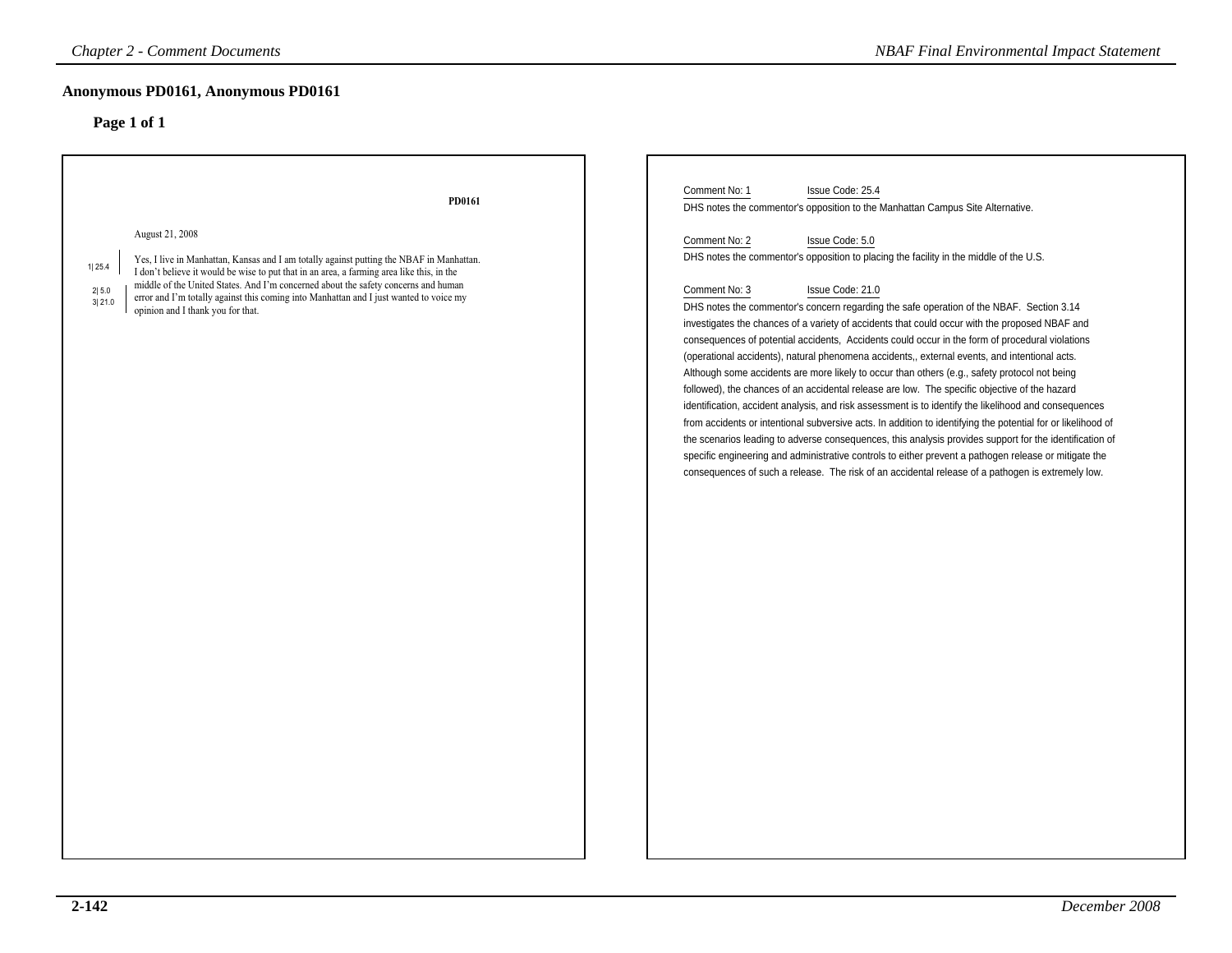## Anonymous PD0161, Anonymous PD0161

### Page 1 of 1

**PD0161**

August 21, 2008

1| 25.4
2| 5.0
3| 21.0

Yes, I live in Manhattan, Kansas and I am totally against putting the NBAF in Manhattan. I don't believe it would be wise to put that in an area, a farming area like this, in the middle of the United States. And I'm concerned about the safety concerns and human error and I'm totally against this coming into Manhattan and I just wanted to voice my opinion and I thank you for that.

Comment No: 1 Issue Code: 25.4

DHS notes the commentor's opposition to the Manhattan Campus Site Alternative.

Comment No: 2 Issue Code: 5.0

DHS notes the commentor's opposition to placing the facility in the middle of the U.S.

Comment No: 3 Issue Code: 21.0

DHS notes the commentor's concern regarding the safe operation of the NBAF. Section 3.14 investigates the chances of a variety of accidents that could occur with the proposed NBAF and consequences of potential accidents, Accidents could occur in the form of procedural violations (operational accidents), natural phenomena accidents,, external events, and intentional acts. Although some accidents are more likely to occur than others (e.g., safety protocol not being followed), the chances of an accidental release are low. The specific objective of the hazard identification, accident analysis, and risk assessment is to identify the likelihood and consequences from accidents or intentional subversive acts. In addition to identifying the potential for or likelihood of the scenarios leading to adverse consequences, this analysis provides support for the identification of specific engineering and administrative controls to either prevent a pathogen release or mitigate the consequences of such a release. The risk of an accidental release of a pathogen is extremely low.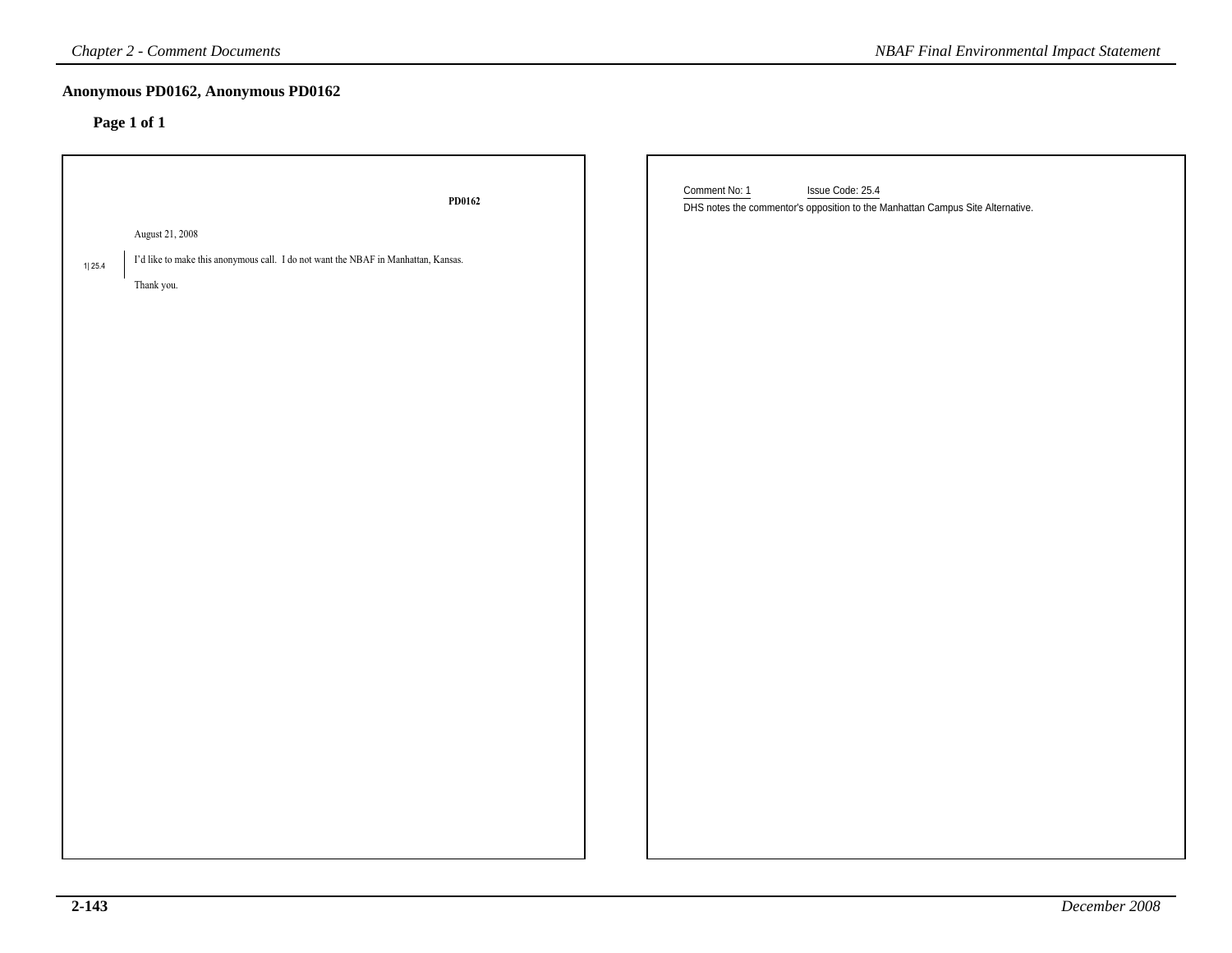## Anonymous PD0162, Anonymous PD0162

**Page 1 of 1**

**PD0162**

August 21, 2008

1| 25.4 I'd like to make this anonymous call. I do not want the NBAF in Manhattan, Kansas.

Thank you.

Comment No: 1 Issue Code: 25.4

DHS notes the commentor's opposition to the Manhattan Campus Site Alternative.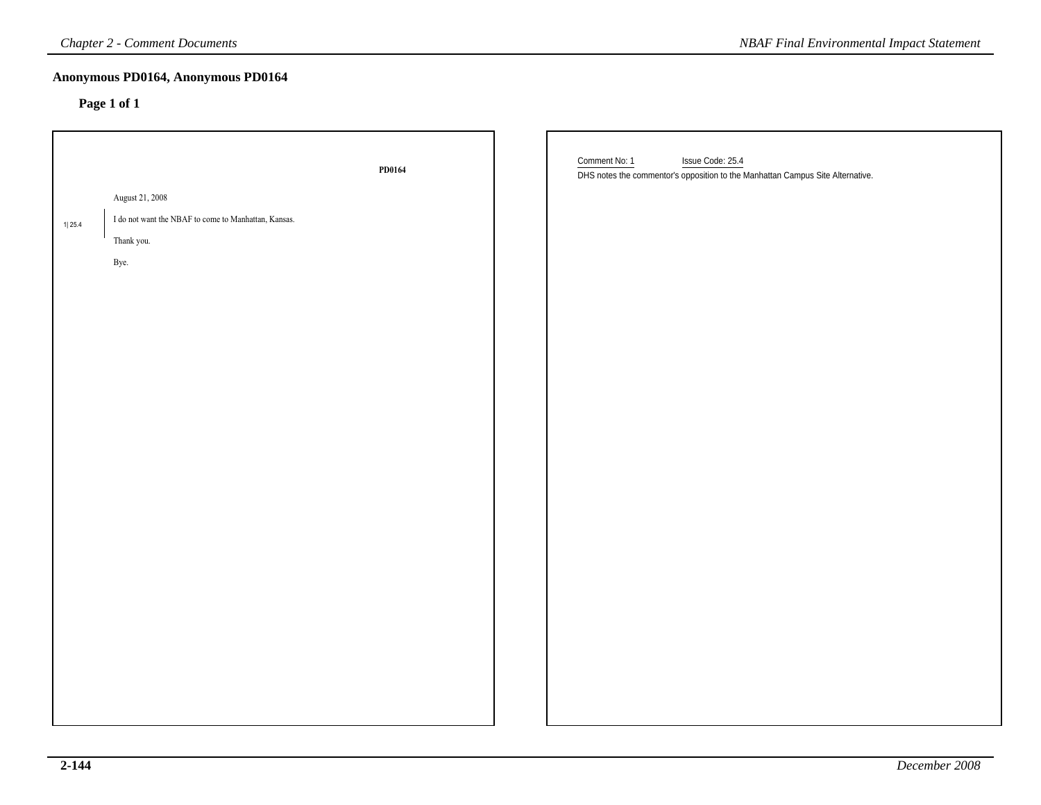## Anonymous PD0164, Anonymous PD0164

### Page 1 of 1

**PD0164**

August 21, 2008

1| 25.4 — I do not want the NBAF to come to Manhattan, Kansas.

Thank you.

Bye.

Comment No: 1 Issue Code: 25.4

DHS notes the commentor's opposition to the Manhattan Campus Site Alternative.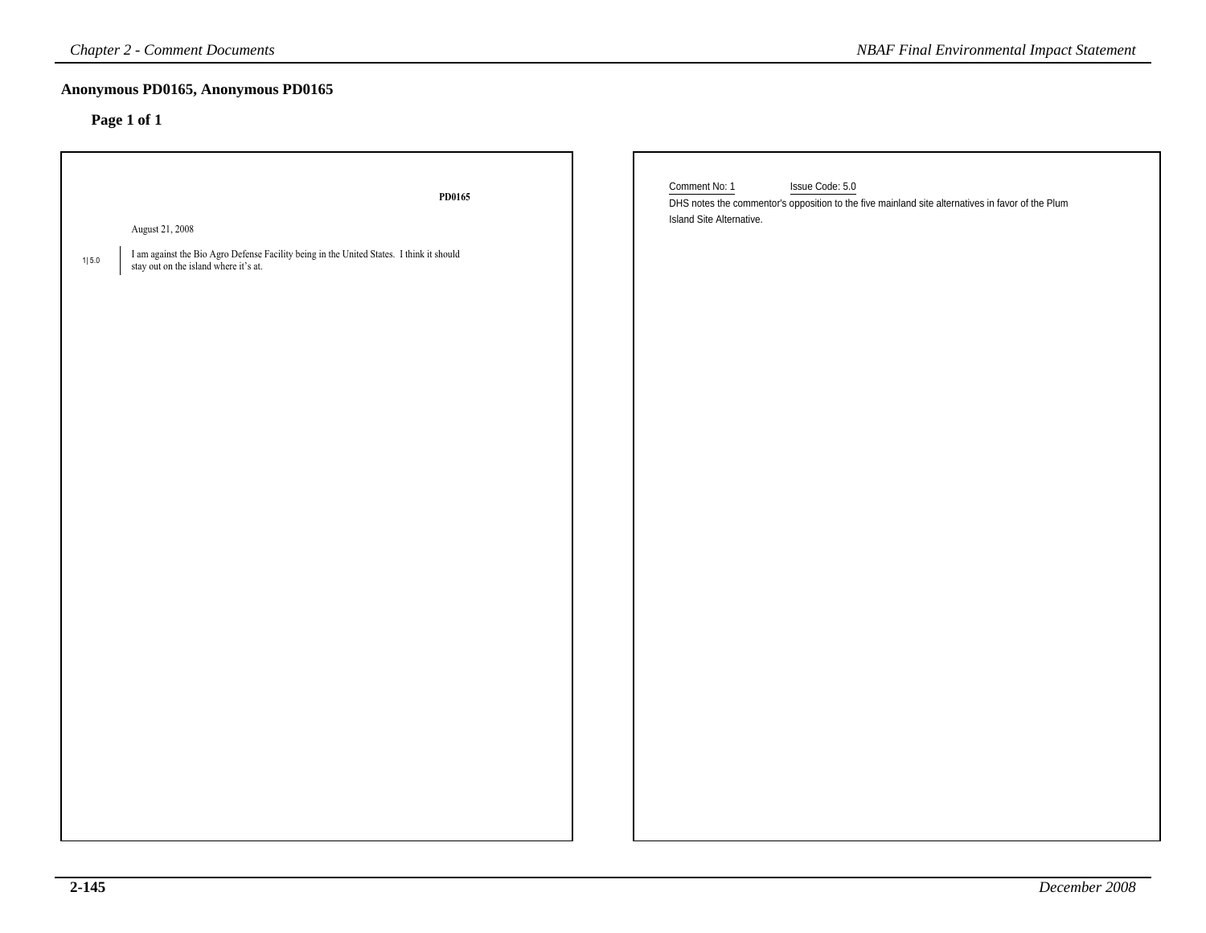## Anonymous PD0165, Anonymous PD0165

**Page 1 of 1**

PD0165

August 21, 2008

1| 5.0 I am against the Bio Agro Defense Facility being in the United States. I think it should stay out on the island where it's at.

Comment No: 1 Issue Code: 5.0

DHS notes the commentor's opposition to the five mainland site alternatives in favor of the Plum Island Site Alternative.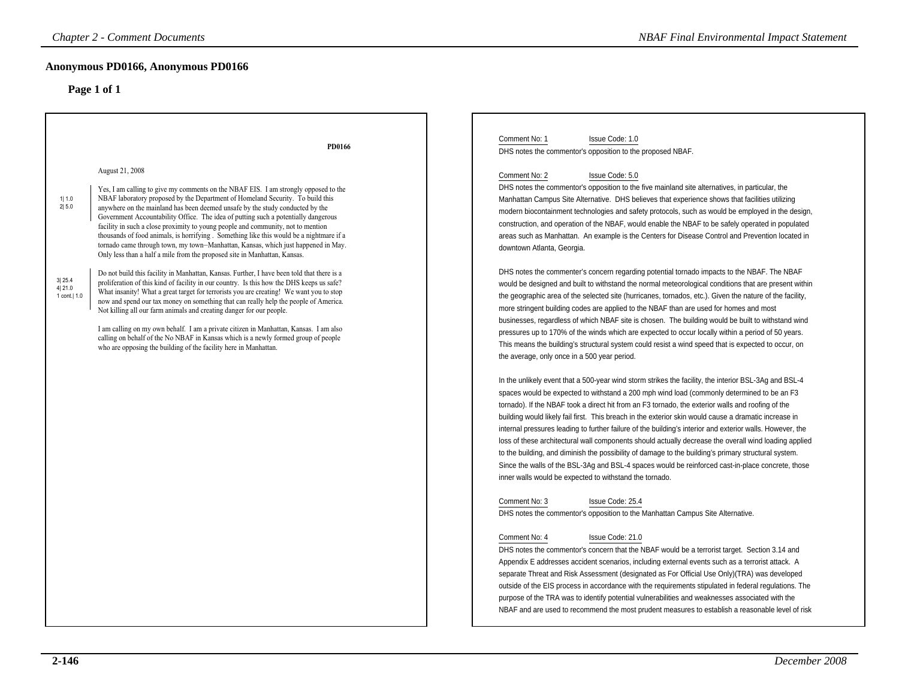## Anonymous PD0166, Anonymous PD0166

### Page 1 of 1

PD0166

August 21, 2008

1| 1.0
2| 5.0

Yes, I am calling to give my comments on the NBAF EIS. I am strongly opposed to the NBAF laboratory proposed by the Department of Homeland Security. To build this anywhere on the mainland has been deemed unsafe by the study conducted by the Government Accountability Office. The idea of putting such a potentially dangerous facility in such a close proximity to young people and community, not to mention thousands of food animals, is horrifying . Something like this would be a nightmare if a tornado came through town, my town--Manhattan, Kansas, which just happened in May. Only less than a half a mile from the proposed site in Manhattan, Kansas.

3| 25.4
4| 21.0
1 cont.| 1.0

Do not build this facility in Manhattan, Kansas. Further, I have been told that there is a proliferation of this kind of facility in our country. Is this how the DHS keeps us safe? What insanity! What a great target for terrorists you are creating! We want you to stop now and spend our tax money on something that can really help the people of America. Not killing all our farm animals and creating danger for our people.

I am calling on my own behalf. I am a private citizen in Manhattan, Kansas. I am also calling on behalf of the No NBAF in Kansas which is a newly formed group of people who are opposing the building of the facility here in Manhattan.

Comment No: 1 Issue Code: 1.0

DHS notes the commentor's opposition to the proposed NBAF.

Comment No: 2 Issue Code: 5.0

DHS notes the commentor's opposition to the five mainland site alternatives, in particular, the Manhattan Campus Site Alternative. DHS believes that experience shows that facilities utilizing modern biocontainment technologies and safety protocols, such as would be employed in the design, construction, and operation of the NBAF, would enable the NBAF to be safely operated in populated areas such as Manhattan. An example is the Centers for Disease Control and Prevention located in downtown Atlanta, Georgia.

DHS notes the commenter's concern regarding potential tornado impacts to the NBAF. The NBAF would be designed and built to withstand the normal meteorological conditions that are present within the geographic area of the selected site (hurricanes, tornados, etc.). Given the nature of the facility, more stringent building codes are applied to the NBAF than are used for homes and most businesses, regardless of which NBAF site is chosen. The building would be built to withstand wind pressures up to 170% of the winds which are expected to occur locally within a period of 50 years. This means the building's structural system could resist a wind speed that is expected to occur, on the average, only once in a 500 year period.

In the unlikely event that a 500-year wind storm strikes the facility, the interior BSL-3Ag and BSL-4 spaces would be expected to withstand a 200 mph wind load (commonly determined to be an F3 tornado). If the NBAF took a direct hit from an F3 tornado, the exterior walls and roofing of the building would likely fail first. This breach in the exterior skin would cause a dramatic increase in internal pressures leading to further failure of the building's interior and exterior walls. However, the loss of these architectural wall components should actually decrease the overall wind loading applied to the building, and diminish the possibility of damage to the building's primary structural system. Since the walls of the BSL-3Ag and BSL-4 spaces would be reinforced cast-in-place concrete, those inner walls would be expected to withstand the tornado.

Comment No: 3 Issue Code: 25.4

DHS notes the commentor's opposition to the Manhattan Campus Site Alternative.

Comment No: 4 Issue Code: 21.0

DHS notes the commentor's concern that the NBAF would be a terrorist target. Section 3.14 and Appendix E addresses accident scenarios, including external events such as a terrorist attack. A separate Threat and Risk Assessment (designated as For Official Use Only)(TRA) was developed outside of the EIS process in accordance with the requirements stipulated in federal regulations. The purpose of the TRA was to identify potential vulnerabilities and weaknesses associated with the NBAF and are used to recommend the most prudent measures to establish a reasonable level of risk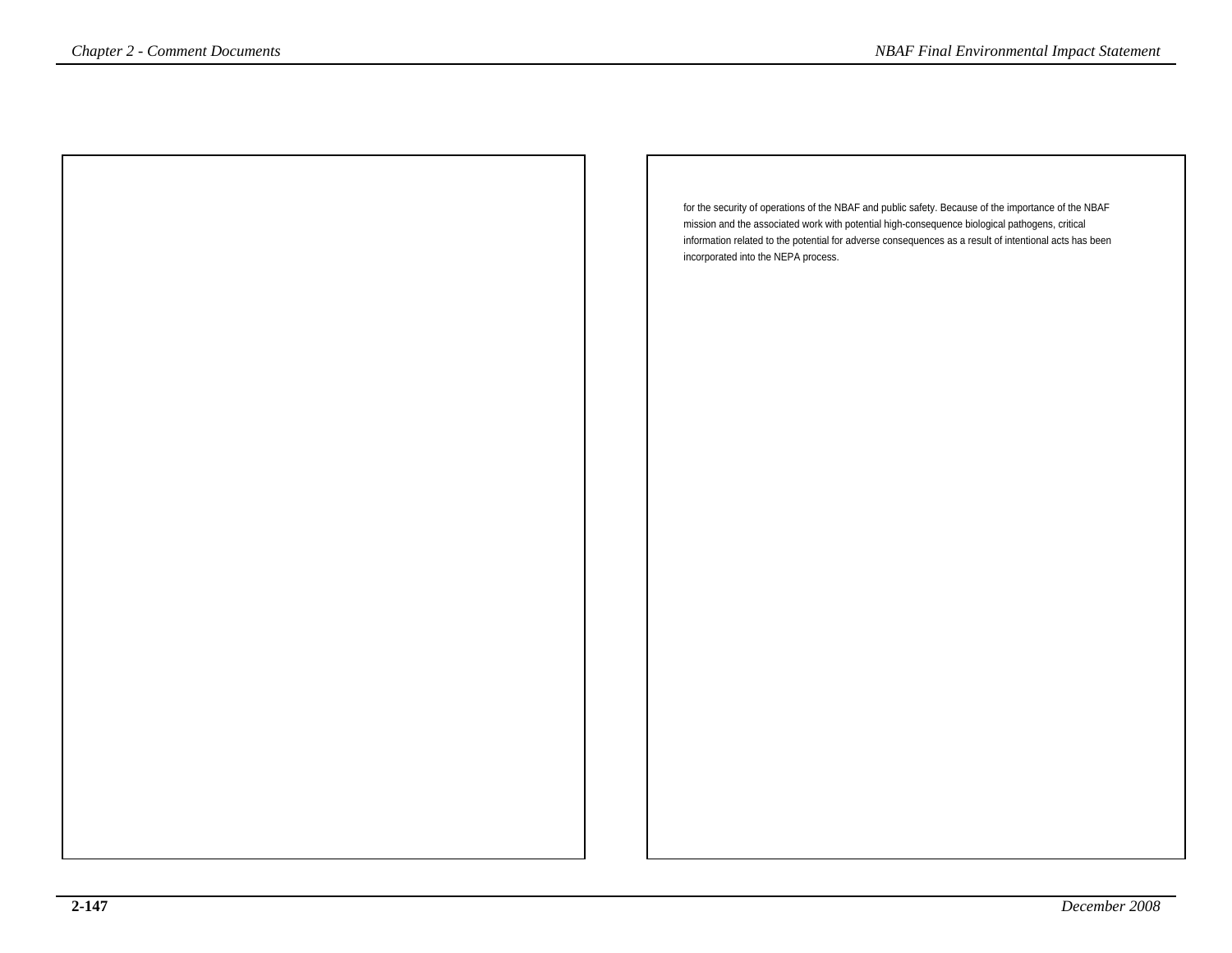for the security of operations of the NBAF and public safety. Because of the importance of the NBAF mission and the associated work with potential high-consequence biological pathogens, critical information related to the potential for adverse consequences as a result of intentional acts has been incorporated into the NEPA process.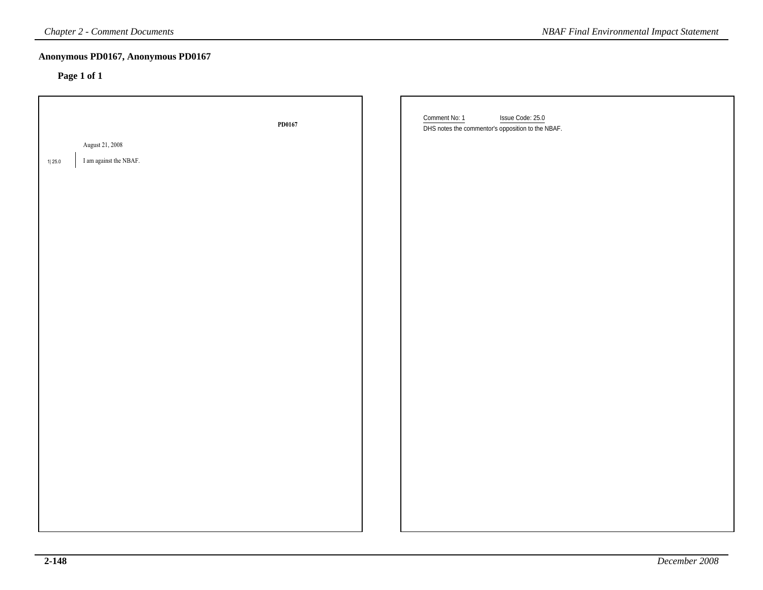## Anonymous PD0167, Anonymous PD0167

**Page 1 of 1**

**PD0167**

August 21, 2008

1| 25.0 I am against the NBAF.

Comment No: 1 Issue Code: 25.0

DHS notes the commentor's opposition to the NBAF.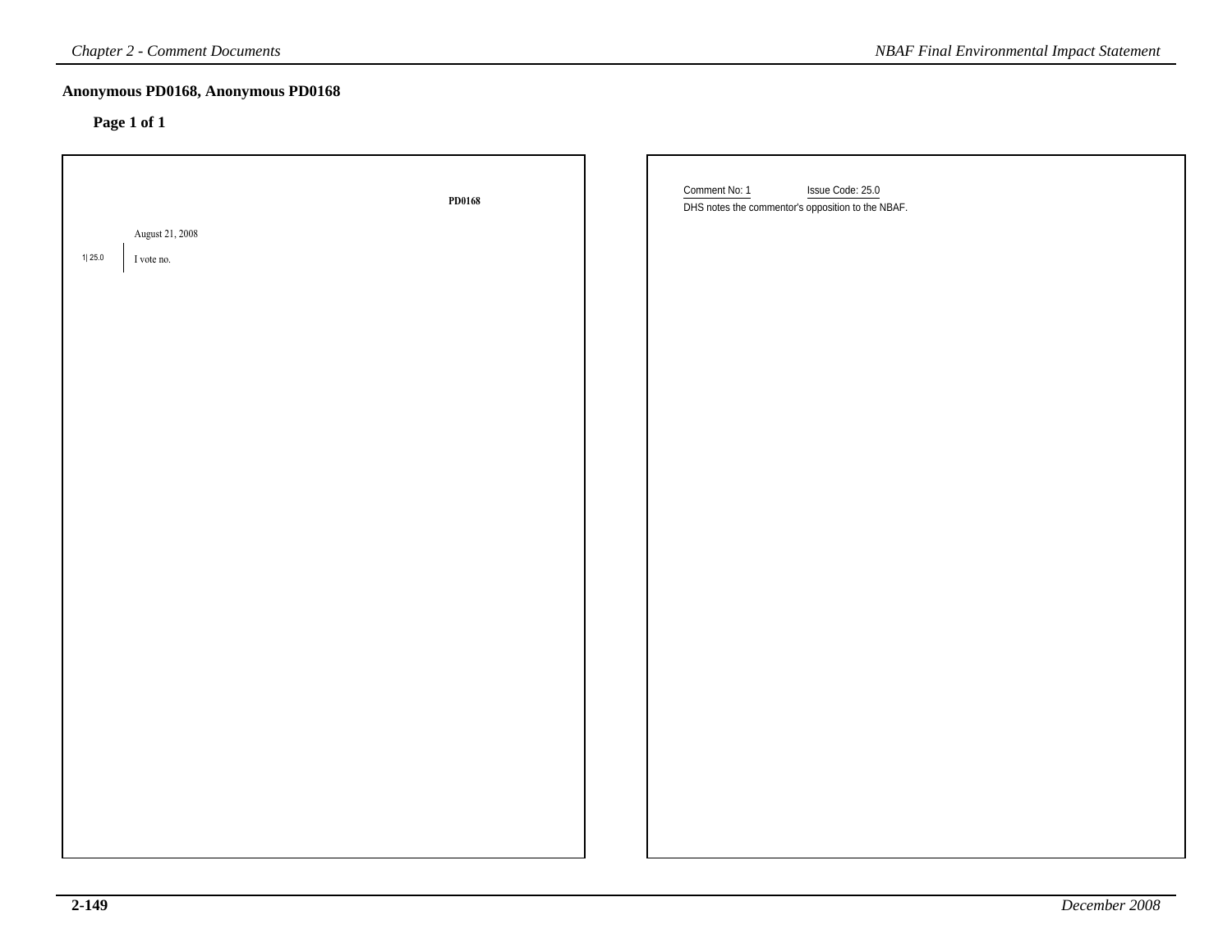## Anonymous PD0168, Anonymous PD0168

### Page 1 of 1

**PD0168**

August 21, 2008

1| 25.0

I vote no.

Comment No: 1 Issue Code: 25.0

DHS notes the commentor's opposition to the NBAF.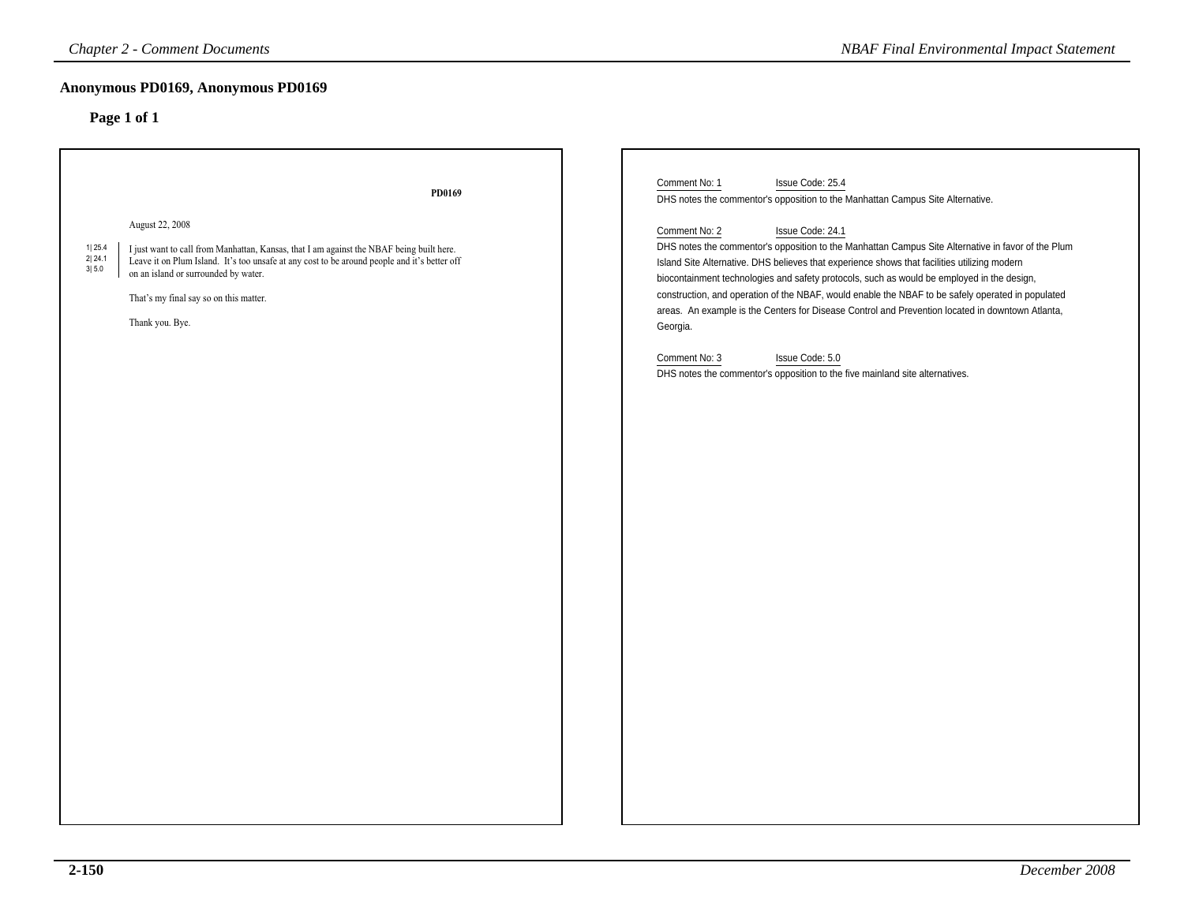## Anonymous PD0169, Anonymous PD0169

### Page 1 of 1

**PD0169**

August 22, 2008

1| 25.4
2| 24.1
3| 5.0

I just want to call from Manhattan, Kansas, that I am against the NBAF being built here. Leave it on Plum Island. It's too unsafe at any cost to be around people and it's better off on an island or surrounded by water.

That's my final say so on this matter.

Thank you. Bye.

Comment No: 1 Issue Code: 25.4

DHS notes the commentor's opposition to the Manhattan Campus Site Alternative.

Comment No: 2 Issue Code: 24.1

DHS notes the commentor's opposition to the Manhattan Campus Site Alternative in favor of the Plum Island Site Alternative. DHS believes that experience shows that facilities utilizing modern biocontainment technologies and safety protocols, such as would be employed in the design, construction, and operation of the NBAF, would enable the NBAF to be safely operated in populated areas. An example is the Centers for Disease Control and Prevention located in downtown Atlanta, Georgia.

Comment No: 3 Issue Code: 5.0

DHS notes the commentor's opposition to the five mainland site alternatives.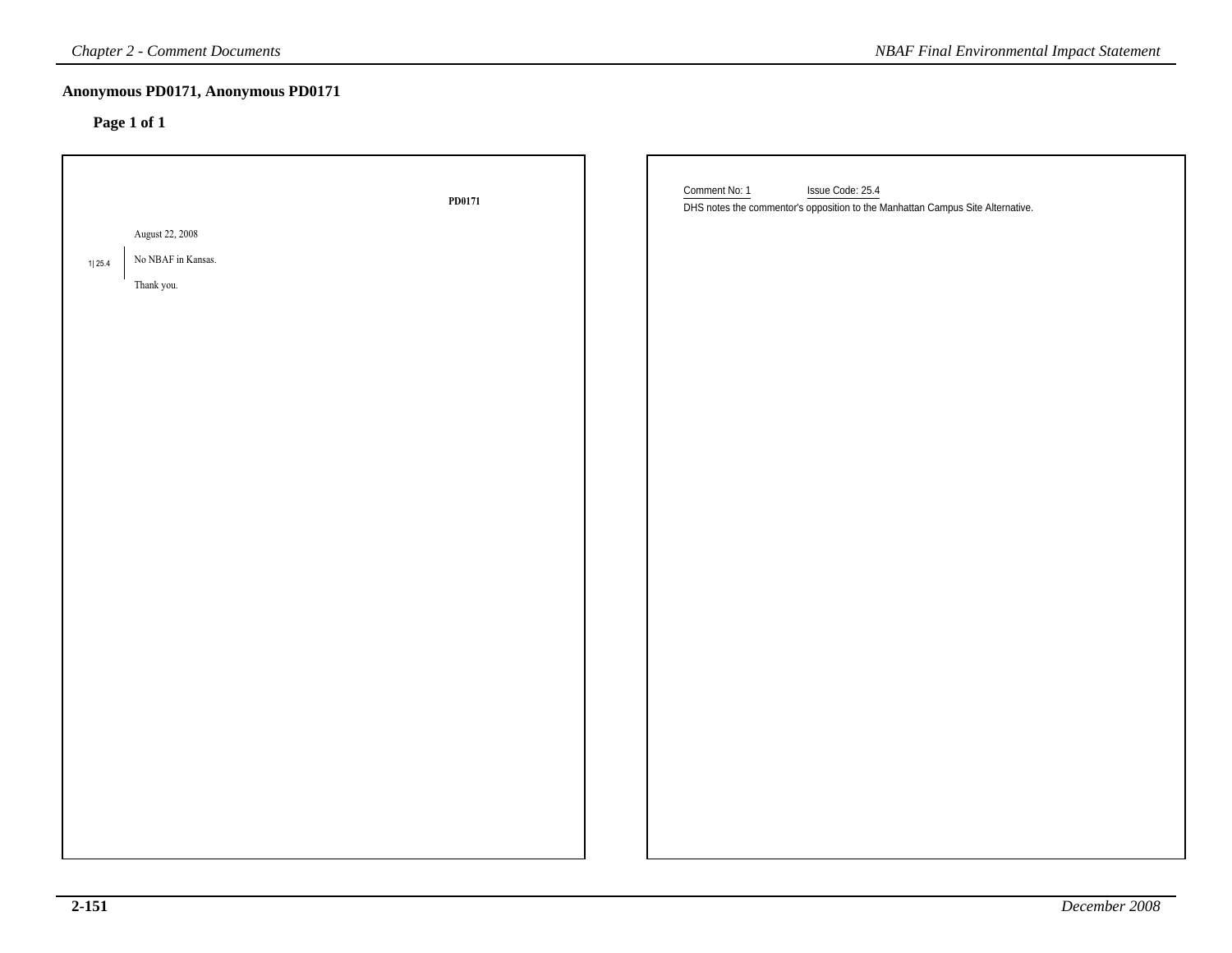# Anonymous PD0171, Anonymous PD0171

**Page 1 of 1**

**PD0171**

August 22, 2008

1| 25.4 No NBAF in Kansas.

Thank you.

Comment No: 1 Issue Code: 25.4

DHS notes the commentor's opposition to the Manhattan Campus Site Alternative.